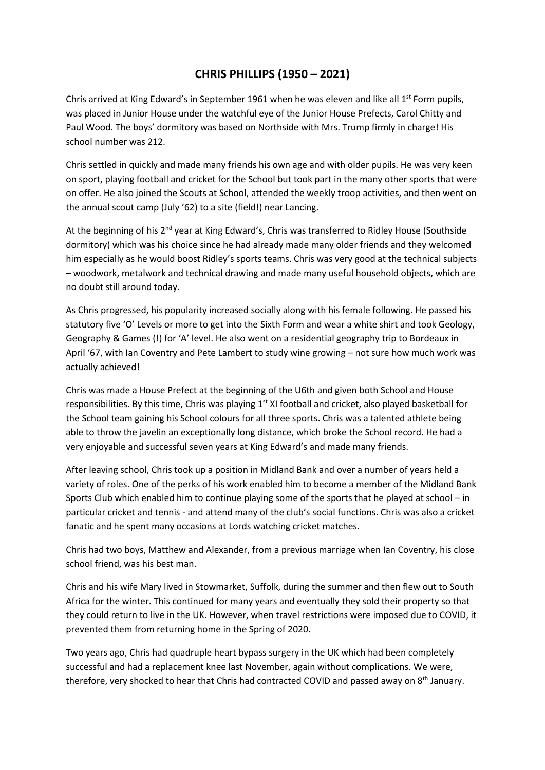# CHRIS PHILLIPS (1950 – 2021)

Chris arrived at King Edward's in September 1961 when he was eleven and like all 1st Form pupils, was placed in Junior House under the watchful eye of the Junior House Prefects, Carol Chitty and Paul Wood. The boys' dormitory was based on Northside with Mrs. Trump firmly in charge! His school number was 212.

Chris settled in quickly and made many friends his own age and with older pupils. He was very keen on sport, playing football and cricket for the School but took part in the many other sports that were on offer. He also joined the Scouts at School, attended the weekly troop activities, and then went on the annual scout camp (July '62) to a site (field!) near Lancing.

At the beginning of his 2nd year at King Edward's, Chris was transferred to Ridley House (Southside dormitory) which was his choice since he had already made many older friends and they welcomed him especially as he would boost Ridley's sports teams. Chris was very good at the technical subjects – woodwork, metalwork and technical drawing and made many useful household objects, which are no doubt still around today.

As Chris progressed, his popularity increased socially along with his female following. He passed his statutory five 'O' Levels or more to get into the Sixth Form and wear a white shirt and took Geology, Geography & Games (!) for 'A' level. He also went on a residential geography trip to Bordeaux in April '67, with Ian Coventry and Pete Lambert to study wine growing – not sure how much work was actually achieved!

Chris was made a House Prefect at the beginning of the U6th and given both School and House responsibilities. By this time, Chris was playing 1st XI football and cricket, also played basketball for the School team gaining his School colours for all three sports. Chris was a talented athlete being able to throw the javelin an exceptionally long distance, which broke the School record. He had a very enjoyable and successful seven years at King Edward's and made many friends.

After leaving school, Chris took up a position in Midland Bank and over a number of years held a variety of roles. One of the perks of his work enabled him to become a member of the Midland Bank Sports Club which enabled him to continue playing some of the sports that he played at school – in particular cricket and tennis - and attend many of the club's social functions. Chris was also a cricket fanatic and he spent many occasions at Lords watching cricket matches.

Chris had two boys, Matthew and Alexander, from a previous marriage when Ian Coventry, his close school friend, was his best man.

Chris and his wife Mary lived in Stowmarket, Suffolk, during the summer and then flew out to South Africa for the winter. This continued for many years and eventually they sold their property so that they could return to live in the UK. However, when travel restrictions were imposed due to COVID, it prevented them from returning home in the Spring of 2020.

Two years ago, Chris had quadruple heart bypass surgery in the UK which had been completely successful and had a replacement knee last November, again without complications. We were, therefore, very shocked to hear that Chris had contracted COVID and passed away on 8th January.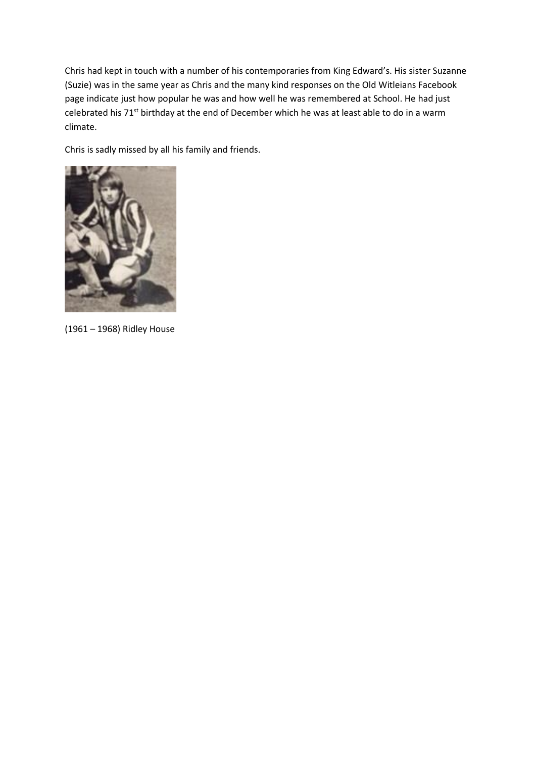Chris had kept in touch with a number of his contemporaries from King Edward's. His sister Suzanne (Suzie) was in the same year as Chris and the many kind responses on the Old Witleians Facebook page indicate just how popular he was and how well he was remembered at School. He had just celebrated his 71st birthday at the end of December which he was at least able to do in a warm climate.

Chris is sadly missed by all his family and friends.

(1961 – 1968) Ridley House